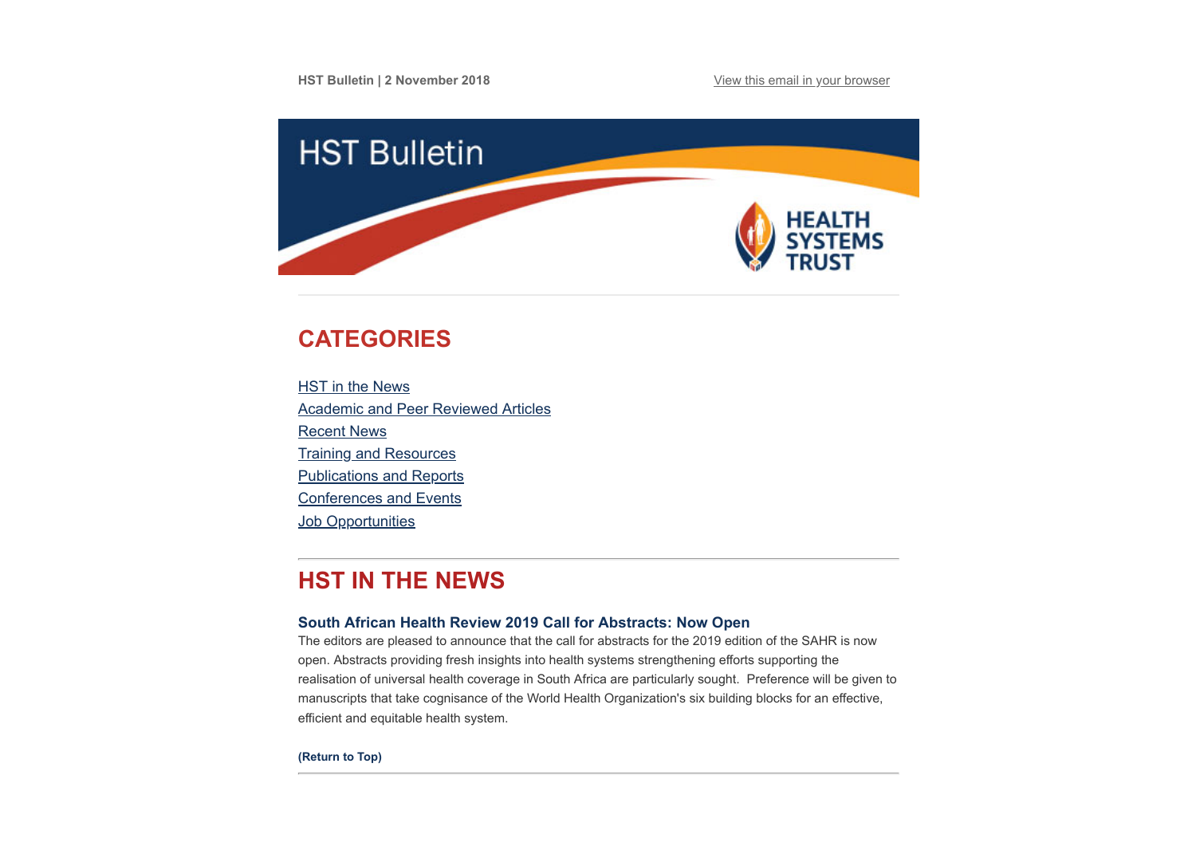HST Bulletin | 2 November 2018

View this email in your browser

# HST Bulletin

HEALTH SYSTEMS TRUST

## CATEGORIES

- HST in the News
- Academic and Peer Reviewed Articles
- Recent News
- Training and Resources
- Publications and Reports
- Conferences and Events
- Job Opportunities

---

## HST IN THE NEWS

### South African Health Review 2019 Call for Abstracts: Now Open

The editors are pleased to announce that the call for abstracts for the 2019 edition of the SAHR is now open. Abstracts providing fresh insights into health systems strengthening efforts supporting the realisation of universal health coverage in South Africa are particularly sought. Preference will be given to manuscripts that take cognisance of the World Health Organization's six building blocks for an effective, efficient and equitable health system.

**(Return to Top)**

---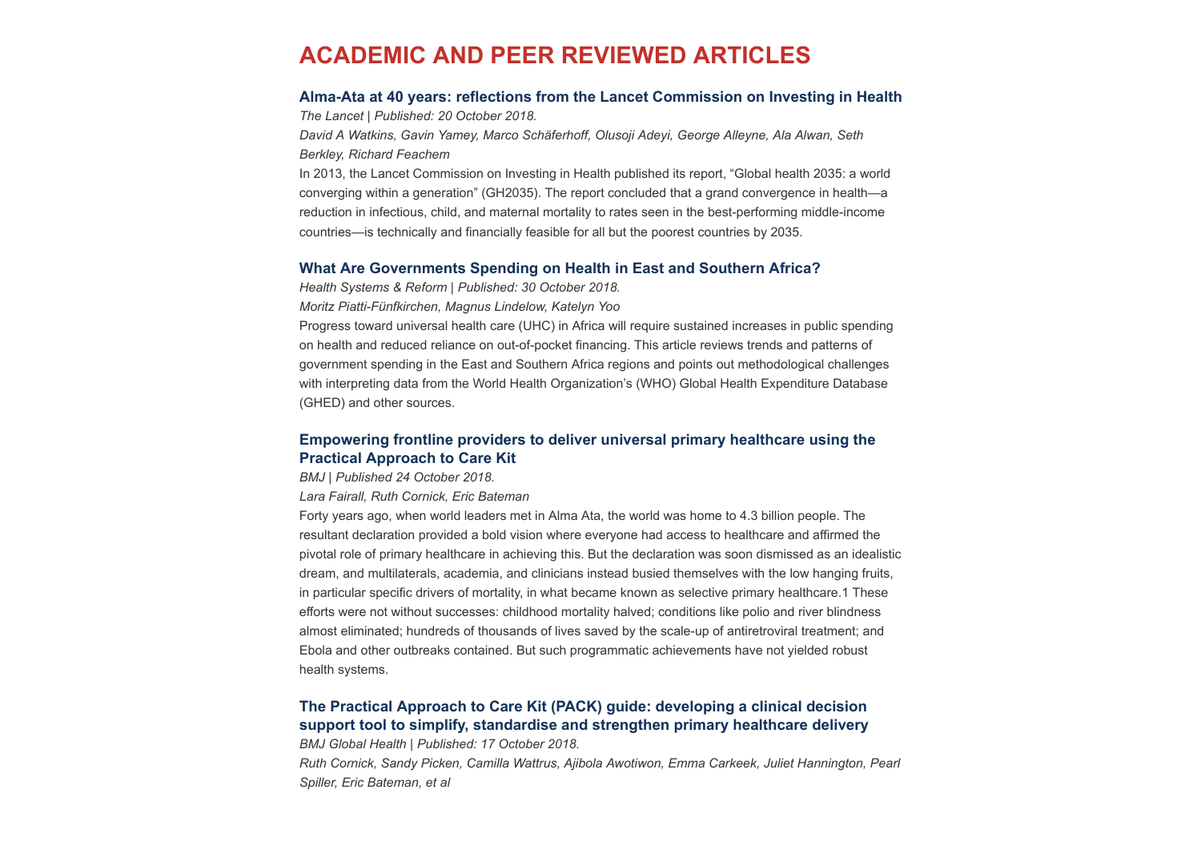# ACADEMIC AND PEER REVIEWED ARTICLES

### Alma-Ata at 40 years: reflections from the Lancet Commission on Investing in Health

*The Lancet | Published: 20 October 2018.*

*David A Watkins, Gavin Yamey, Marco Schäferhoff, Olusoji Adeyi, George Alleyne, Ala Alwan, Seth Berkley, Richard Feachem*

In 2013, the Lancet Commission on Investing in Health published its report, “Global health 2035: a world converging within a generation” (GH2035). The report concluded that a grand convergence in health—a reduction in infectious, child, and maternal mortality to rates seen in the best-performing middle-income countries—is technically and financially feasible for all but the poorest countries by 2035.

### What Are Governments Spending on Health in East and Southern Africa?

*Health Systems & Reform | Published: 30 October 2018.*

*Moritz Piatti-Fünfkirchen, Magnus Lindelow, Katelyn Yoo*

Progress toward universal health care (UHC) in Africa will require sustained increases in public spending on health and reduced reliance on out-of-pocket financing. This article reviews trends and patterns of government spending in the East and Southern Africa regions and points out methodological challenges with interpreting data from the World Health Organization’s (WHO) Global Health Expenditure Database (GHED) and other sources.

### Empowering frontline providers to deliver universal primary healthcare using the Practical Approach to Care Kit

*BMJ | Published 24 October 2018.*

*Lara Fairall, Ruth Cornick, Eric Bateman*

Forty years ago, when world leaders met in Alma Ata, the world was home to 4.3 billion people. The resultant declaration provided a bold vision where everyone had access to healthcare and affirmed the pivotal role of primary healthcare in achieving this. But the declaration was soon dismissed as an idealistic dream, and multilaterals, academia, and clinicians instead busied themselves with the low hanging fruits, in particular specific drivers of mortality, in what became known as selective primary healthcare.[1] These efforts were not without successes: childhood mortality halved; conditions like polio and river blindness almost eliminated; hundreds of thousands of lives saved by the scale-up of antiretroviral treatment; and Ebola and other outbreaks contained. But such programmatic achievements have not yielded robust health systems.

### The Practical Approach to Care Kit (PACK) guide: developing a clinical decision support tool to simplify, standardise and strengthen primary healthcare delivery

*BMJ Global Health | Published: 17 October 2018.*

*Ruth Cornick, Sandy Picken, Camilla Wattrus, Ajibola Awotiwon, Emma Carkeek, Juliet Hannington, Pearl Spiller, Eric Bateman, et al*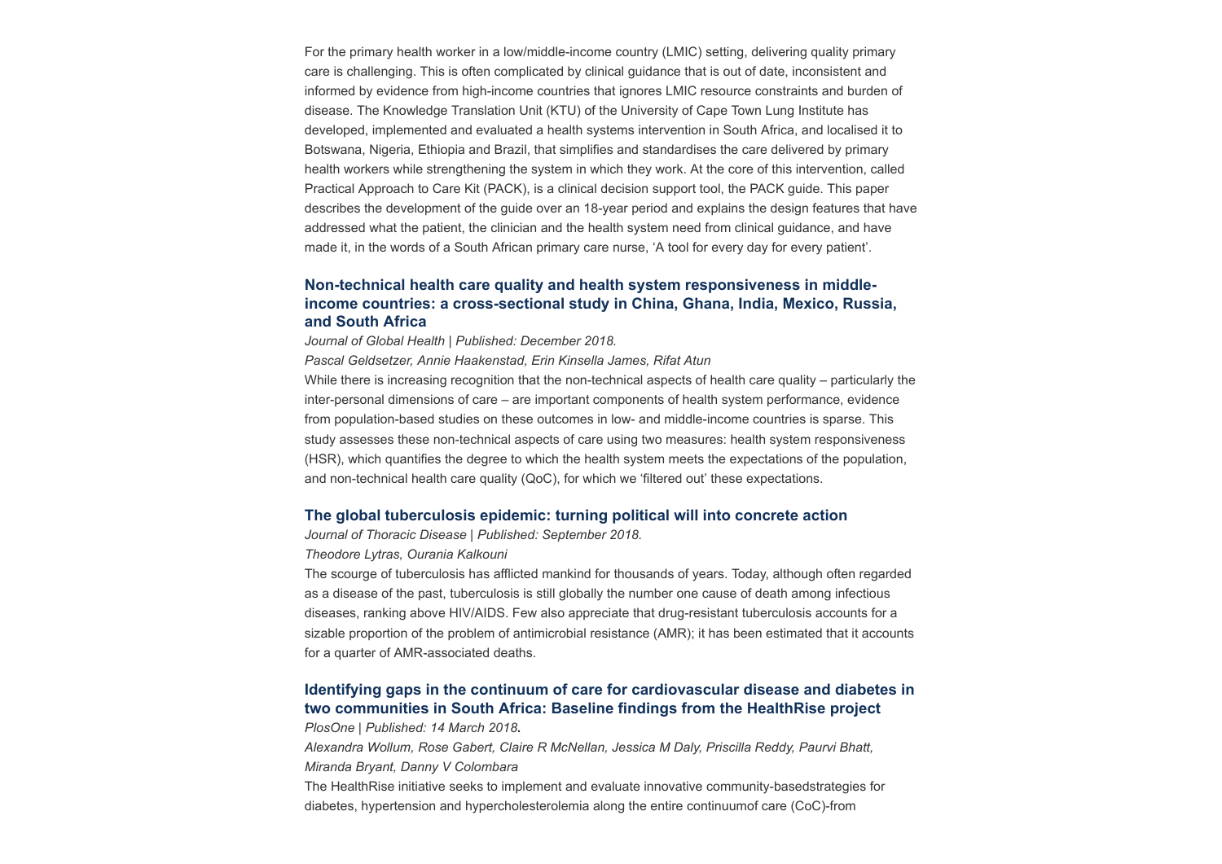For the primary health worker in a low/middle-income country (LMIC) setting, delivering quality primary care is challenging. This is often complicated by clinical guidance that is out of date, inconsistent and informed by evidence from high-income countries that ignores LMIC resource constraints and burden of disease. The Knowledge Translation Unit (KTU) of the University of Cape Town Lung Institute has developed, implemented and evaluated a health systems intervention in South Africa, and localised it to Botswana, Nigeria, Ethiopia and Brazil, that simplifies and standardises the care delivered by primary health workers while strengthening the system in which they work. At the core of this intervention, called Practical Approach to Care Kit (PACK), is a clinical decision support tool, the PACK guide. This paper describes the development of the guide over an 18-year period and explains the design features that have addressed what the patient, the clinician and the health system need from clinical guidance, and have made it, in the words of a South African primary care nurse, 'A tool for every day for every patient'.

### Non-technical health care quality and health system responsiveness in middle-income countries: a cross-sectional study in China, Ghana, India, Mexico, Russia, and South Africa

*Journal of Global Health | Published: December 2018.*

*Pascal Geldsetzer, Annie Haakenstad, Erin Kinsella James, Rifat Atun*

While there is increasing recognition that the non-technical aspects of health care quality – particularly the inter-personal dimensions of care – are important components of health system performance, evidence from population-based studies on these outcomes in low- and middle-income countries is sparse. This study assesses these non-technical aspects of care using two measures: health system responsiveness (HSR), which quantifies the degree to which the health system meets the expectations of the population, and non-technical health care quality (QoC), for which we 'filtered out' these expectations.

### The global tuberculosis epidemic: turning political will into concrete action

*Journal of Thoracic Disease | Published: September 2018.*

*Theodore Lytras, Ourania Kalkouni*

The scourge of tuberculosis has afflicted mankind for thousands of years. Today, although often regarded as a disease of the past, tuberculosis is still globally the number one cause of death among infectious diseases, ranking above HIV/AIDS. Few also appreciate that drug-resistant tuberculosis accounts for a sizable proportion of the problem of antimicrobial resistance (AMR); it has been estimated that it accounts for a quarter of AMR-associated deaths.

### Identifying gaps in the continuum of care for cardiovascular disease and diabetes in two communities in South Africa: Baseline findings from the HealthRise project

*PlosOne | Published: 14 March 2018.*

*Alexandra Wollum, Rose Gabert, Claire R McNellan, Jessica M Daly, Priscilla Reddy, Paurvi Bhatt, Miranda Bryant, Danny V Colombara*

The HealthRise initiative seeks to implement and evaluate innovative community-basedstrategies for diabetes, hypertension and hypercholesterolemia along the entire continuumof care (CoC)-from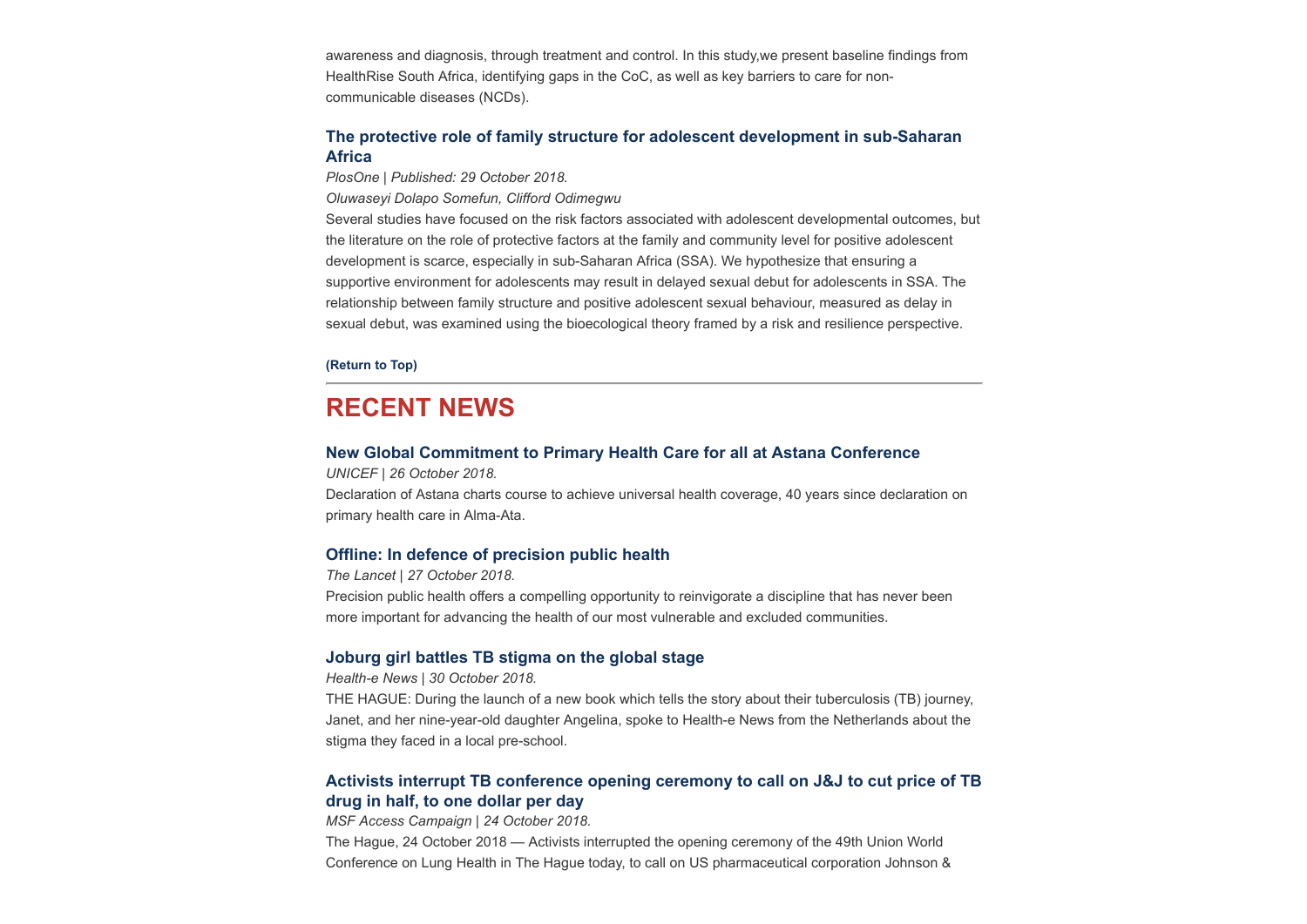awareness and diagnosis, through treatment and control. In this study,we present baseline findings from HealthRise South Africa, identifying gaps in the CoC, as well as key barriers to care for non-communicable diseases (NCDs).

### The protective role of family structure for adolescent development in sub-Saharan Africa

*PlosOne | Published: 29 October 2018.*

*Oluwaseyi Dolapo Somefun, Clifford Odimegwu*

Several studies have focused on the risk factors associated with adolescent developmental outcomes, but the literature on the role of protective factors at the family and community level for positive adolescent development is scarce, especially in sub-Saharan Africa (SSA). We hypothesize that ensuring a supportive environment for adolescents may result in delayed sexual debut for adolescents in SSA. The relationship between family structure and positive adolescent sexual behaviour, measured as delay in sexual debut, was examined using the bioecological theory framed by a risk and resilience perspective.

**(Return to Top)**

---

## RECENT NEWS

### New Global Commitment to Primary Health Care for all at Astana Conference

*UNICEF | 26 October 2018.*

Declaration of Astana charts course to achieve universal health coverage, 40 years since declaration on primary health care in Alma-Ata.

### Offline: In defence of precision public health

*The Lancet | 27 October 2018.*

Precision public health offers a compelling opportunity to reinvigorate a discipline that has never been more important for advancing the health of our most vulnerable and excluded communities.

### Joburg girl battles TB stigma on the global stage

*Health-e News | 30 October 2018.*

THE HAGUE: During the launch of a new book which tells the story about their tuberculosis (TB) journey, Janet, and her nine-year-old daughter Angelina, spoke to Health-e News from the Netherlands about the stigma they faced in a local pre-school.

### Activists interrupt TB conference opening ceremony to call on J&J to cut price of TB drug in half, to one dollar per day

*MSF Access Campaign | 24 October 2018.*

The Hague, 24 October 2018 — Activists interrupted the opening ceremony of the 49th Union World Conference on Lung Health in The Hague today, to call on US pharmaceutical corporation Johnson &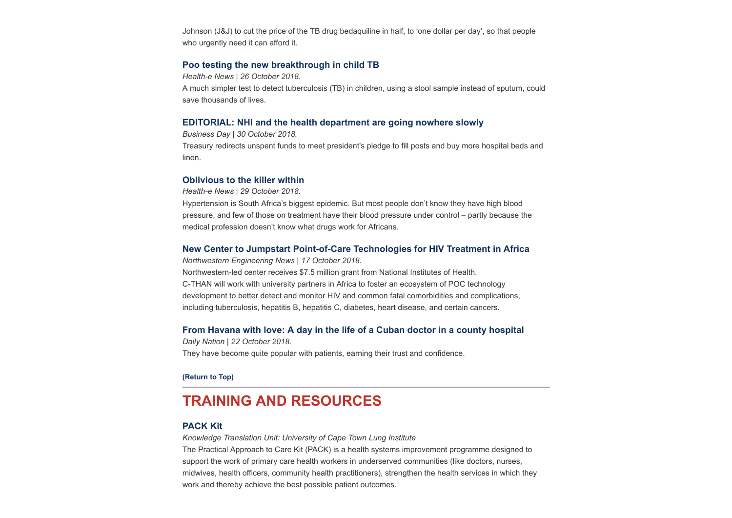Johnson (J&J) to cut the price of the TB drug bedaquiline in half, to 'one dollar per day', so that people who urgently need it can afford it.

### Poo testing the new breakthrough in child TB

*Health-e News | 26 October 2018.*

A much simpler test to detect tuberculosis (TB) in children, using a stool sample instead of sputum, could save thousands of lives.

### EDITORIAL: NHI and the health department are going nowhere slowly

*Business Day | 30 October 2018.*

Treasury redirects unspent funds to meet president's pledge to fill posts and buy more hospital beds and linen.

### Oblivious to the killer within

*Health-e News | 29 October 2018.*

Hypertension is South Africa's biggest epidemic. But most people don't know they have high blood pressure, and few of those on treatment have their blood pressure under control – partly because the medical profession doesn't know what drugs work for Africans.

### New Center to Jumpstart Point-of-Care Technologies for HIV Treatment in Africa

*Northwestern Engineering News | 17 October 2018.*

Northwestern-led center receives $7.5 million grant from National Institutes of Health.
C-THAN will work with university partners in Africa to foster an ecosystem of POC technology development to better detect and monitor HIV and common fatal comorbidities and complications, including tuberculosis, hepatitis B, hepatitis C, diabetes, heart disease, and certain cancers.

### From Havana with love: A day in the life of a Cuban doctor in a county hospital

*Daily Nation | 22 October 2018.*

They have become quite popular with patients, earning their trust and confidence.

**(Return to Top)**

---

## TRAINING AND RESOURCES

### PACK Kit

*Knowledge Translation Unit: University of Cape Town Lung Institute*

The Practical Approach to Care Kit (PACK) is a health systems improvement programme designed to support the work of primary care health workers in underserved communities (like doctors, nurses, midwives, health officers, community health practitioners), strengthen the health services in which they work and thereby achieve the best possible patient outcomes.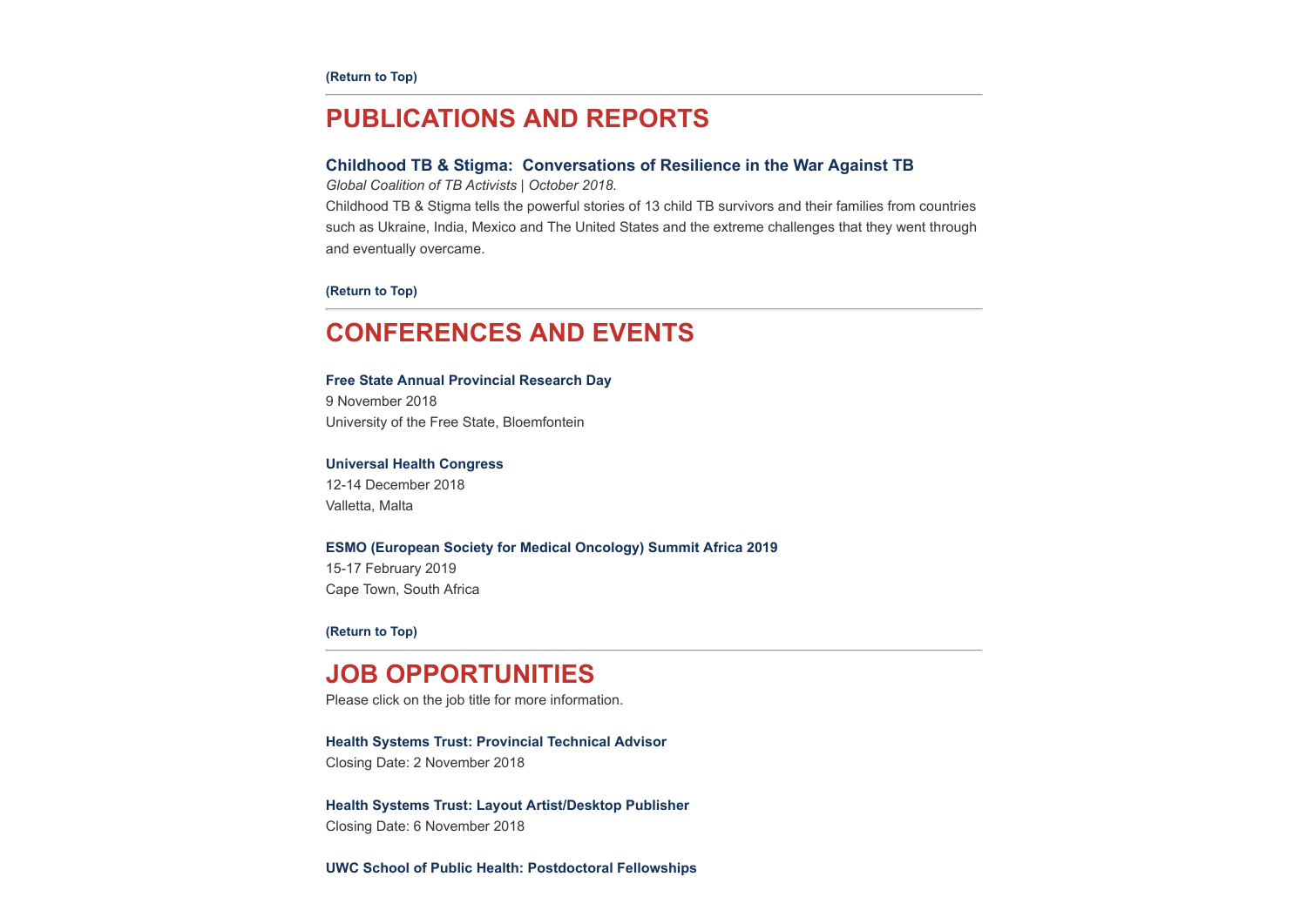**(Return to Top)**

---

## PUBLICATIONS AND REPORTS

### Childhood TB & Stigma:  Conversations of Resilience in the War Against TB

*Global Coalition of TB Activists | October 2018.*

Childhood TB & Stigma tells the powerful stories of 13 child TB survivors and their families from countries such as Ukraine, India, Mexico and The United States and the extreme challenges that they went through and eventually overcame.

**(Return to Top)**

---

## CONFERENCES AND EVENTS

**Free State Annual Provincial Research Day**
9 November 2018
University of the Free State, Bloemfontein

**Universal Health Congress**
12-14 December 2018
Valletta, Malta

**ESMO (European Society for Medical Oncology) Summit Africa 2019**
15-17 February 2019
Cape Town, South Africa

**(Return to Top)**

---

## JOB OPPORTUNITIES

Please click on the job title for more information.

**Health Systems Trust: Provincial Technical Advisor**
Closing Date: 2 November 2018

**Health Systems Trust: Layout Artist/Desktop Publisher**
Closing Date: 6 November 2018

**UWC School of Public Health: Postdoctoral Fellowships**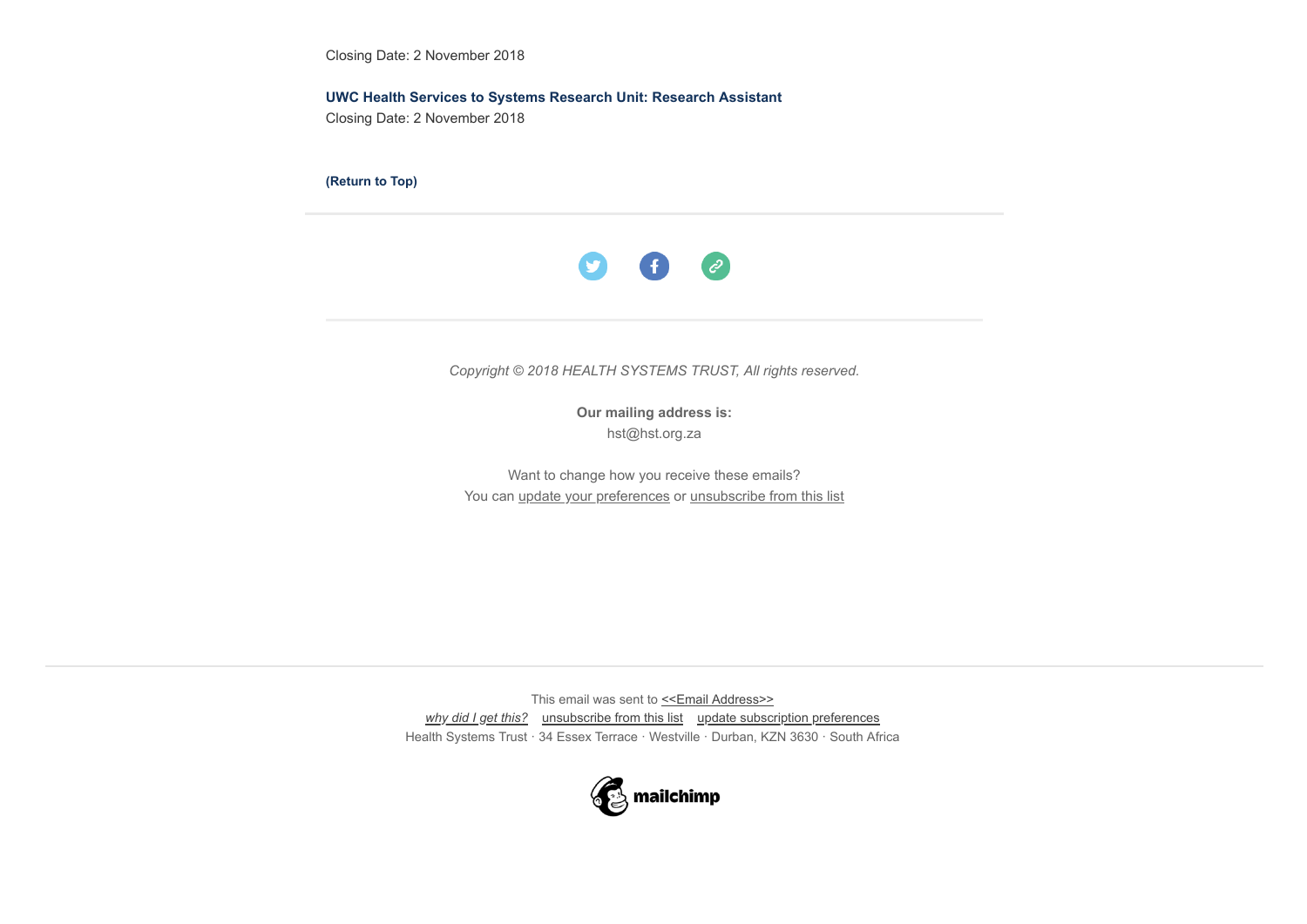Closing Date: 2 November 2018

**UWC Health Services to Systems Research Unit: Research Assistant**
Closing Date: 2 November 2018

**(Return to Top)**

*Copyright © 2018 HEALTH SYSTEMS TRUST, All rights reserved.*

**Our mailing address is:**
hst@hst.org.za

Want to change how you receive these emails?
You can update your preferences or unsubscribe from this list

This email was sent to <<Email Address>>
*why did I get this?* unsubscribe from this list update subscription preferences
Health Systems Trust · 34 Essex Terrace · Westville · Durban, KZN 3630 · South Africa

mailchimp